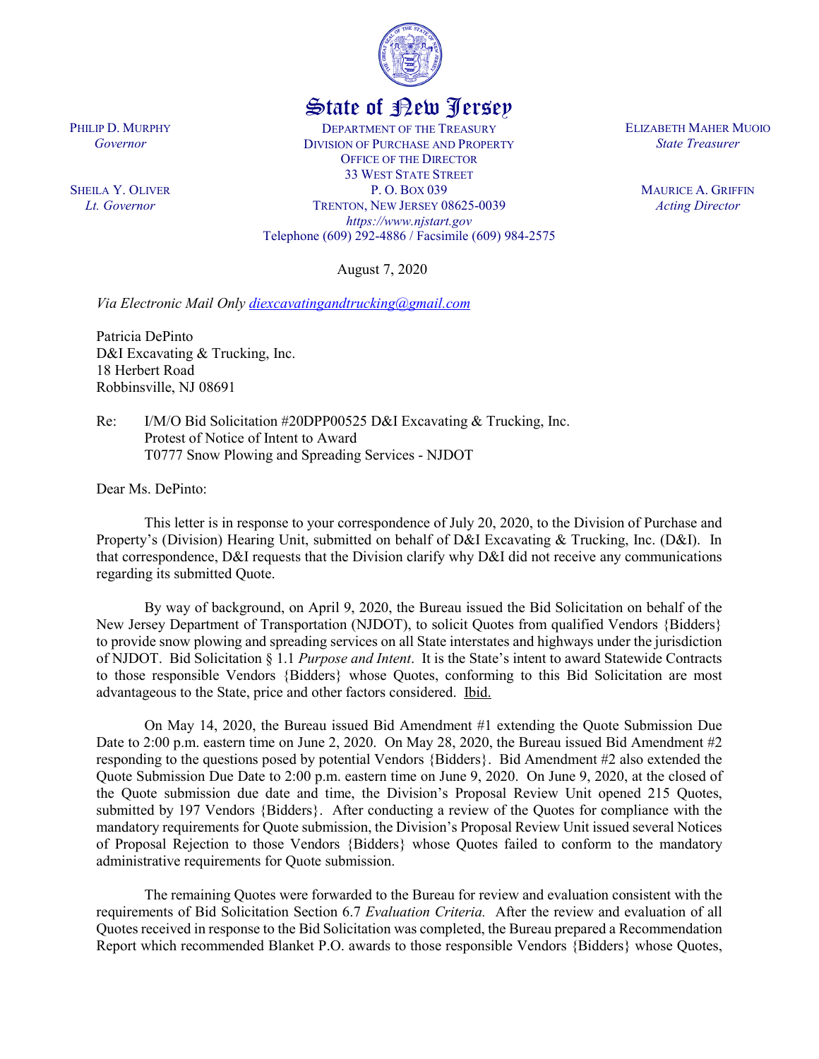State of New Jersey

PHILIP D. MURPHY
*Governor*

SHEILA Y. OLIVER
*Lt. Governor*

DEPARTMENT OF THE TREASURY
DIVISION OF PURCHASE AND PROPERTY
OFFICE OF THE DIRECTOR
33 WEST STATE STREET
P. O. BOX 039
TRENTON, NEW JERSEY 08625-0039
*https://www.njstart.gov*
Telephone (609) 292-4886 / Facsimile (609) 984-2575

ELIZABETH MAHER MUOIO
*State Treasurer*

MAURICE A. GRIFFIN
*Acting Director*

August 7, 2020

*Via Electronic Mail Only* diexcavatingandtrucking@gmail.com

Patricia DePinto
D&I Excavating & Trucking, Inc.
18 Herbert Road
Robbinsville, NJ 08691

Re: I/M/O Bid Solicitation #20DPP00525 D&I Excavating & Trucking, Inc.
Protest of Notice of Intent to Award
T0777 Snow Plowing and Spreading Services - NJDOT

Dear Ms. DePinto:

This letter is in response to your correspondence of July 20, 2020, to the Division of Purchase and Property's (Division) Hearing Unit, submitted on behalf of D&I Excavating & Trucking, Inc. (D&I). In that correspondence, D&I requests that the Division clarify why D&I did not receive any communications regarding its submitted Quote.

By way of background, on April 9, 2020, the Bureau issued the Bid Solicitation on behalf of the New Jersey Department of Transportation (NJDOT), to solicit Quotes from qualified Vendors {Bidders} to provide snow plowing and spreading services on all State interstates and highways under the jurisdiction of NJDOT. Bid Solicitation § 1.1 *Purpose and Intent*. It is the State's intent to award Statewide Contracts to those responsible Vendors {Bidders} whose Quotes, conforming to this Bid Solicitation are most advantageous to the State, price and other factors considered. Ibid.

On May 14, 2020, the Bureau issued Bid Amendment #1 extending the Quote Submission Due Date to 2:00 p.m. eastern time on June 2, 2020. On May 28, 2020, the Bureau issued Bid Amendment #2 responding to the questions posed by potential Vendors {Bidders}. Bid Amendment #2 also extended the Quote Submission Due Date to 2:00 p.m. eastern time on June 9, 2020. On June 9, 2020, at the closed of the Quote submission due date and time, the Division's Proposal Review Unit opened 215 Quotes, submitted by 197 Vendors {Bidders}. After conducting a review of the Quotes for compliance with the mandatory requirements for Quote submission, the Division's Proposal Review Unit issued several Notices of Proposal Rejection to those Vendors {Bidders} whose Quotes failed to conform to the mandatory administrative requirements for Quote submission.

The remaining Quotes were forwarded to the Bureau for review and evaluation consistent with the requirements of Bid Solicitation Section 6.7 *Evaluation Criteria.* After the review and evaluation of all Quotes received in response to the Bid Solicitation was completed, the Bureau prepared a Recommendation Report which recommended Blanket P.O. awards to those responsible Vendors {Bidders} whose Quotes,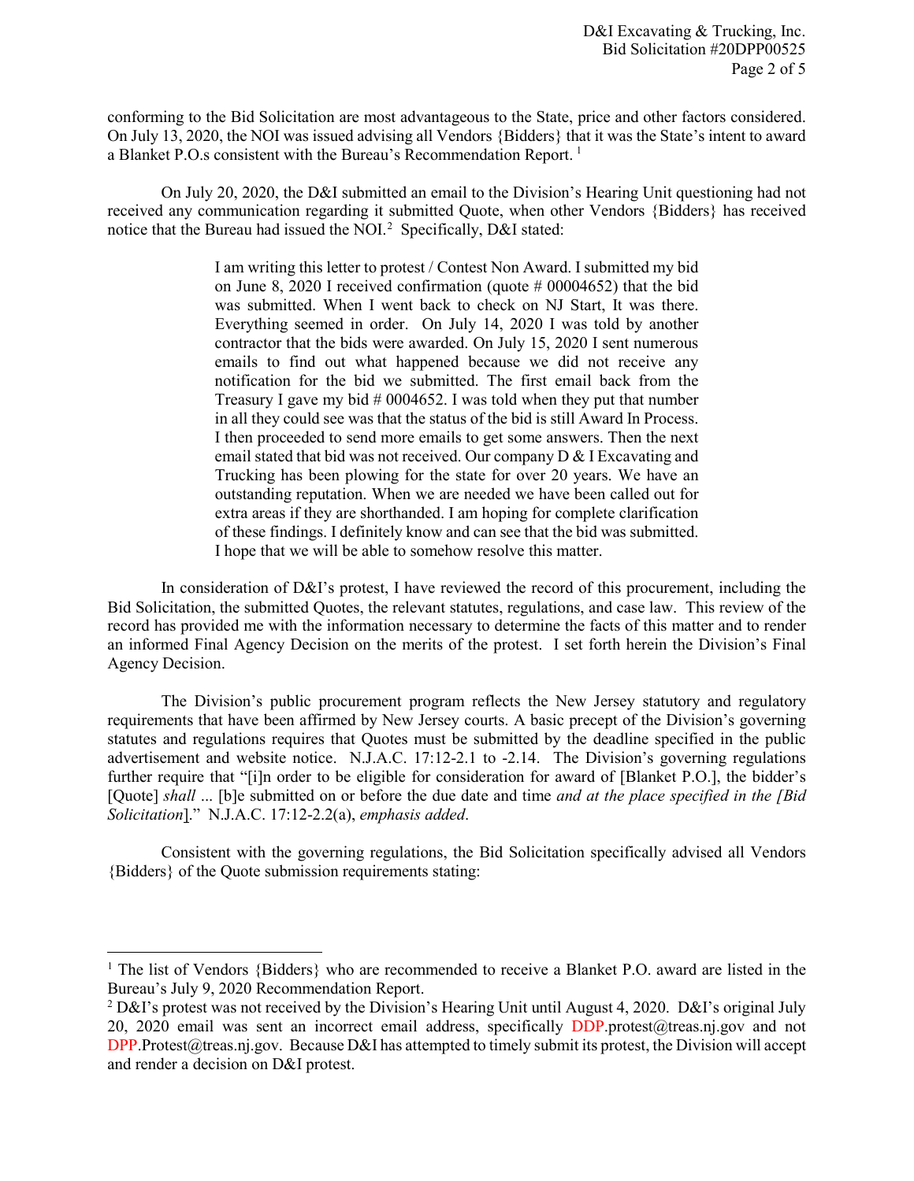conforming to the Bid Solicitation are most advantageous to the State, price and other factors considered. On July 13, 2020, the NOI was issued advising all Vendors {Bidders} that it was the State's intent to award a Blanket P.O.s consistent with the Bureau's Recommendation Report.[1]

On July 20, 2020, the D&I submitted an email to the Division's Hearing Unit questioning had not received any communication regarding it submitted Quote, when other Vendors {Bidders} has received notice that the Bureau had issued the NOI.[2] Specifically, D&I stated:

> I am writing this letter to protest / Contest Non Award. I submitted my bid on June 8, 2020 I received confirmation (quote # 00004652) that the bid was submitted. When I went back to check on NJ Start, It was there. Everything seemed in order. On July 14, 2020 I was told by another contractor that the bids were awarded. On July 15, 2020 I sent numerous emails to find out what happened because we did not receive any notification for the bid we submitted. The first email back from the Treasury I gave my bid # 0004652. I was told when they put that number in all they could see was that the status of the bid is still Award In Process. I then proceeded to send more emails to get some answers. Then the next email stated that bid was not received. Our company D & I Excavating and Trucking has been plowing for the state for over 20 years. We have an outstanding reputation. When we are needed we have been called out for extra areas if they are shorthanded. I am hoping for complete clarification of these findings. I definitely know and can see that the bid was submitted. I hope that we will be able to somehow resolve this matter.

In consideration of D&I's protest, I have reviewed the record of this procurement, including the Bid Solicitation, the submitted Quotes, the relevant statutes, regulations, and case law. This review of the record has provided me with the information necessary to determine the facts of this matter and to render an informed Final Agency Decision on the merits of the protest. I set forth herein the Division's Final Agency Decision.

The Division's public procurement program reflects the New Jersey statutory and regulatory requirements that have been affirmed by New Jersey courts. A basic precept of the Division's governing statutes and regulations requires that Quotes must be submitted by the deadline specified in the public advertisement and website notice. N.J.A.C. 17:12-2.1 to -2.14. The Division's governing regulations further require that "[i]n order to be eligible for consideration for award of [Blanket P.O.], the bidder's [Quote] *shall* ... [b]e submitted on or before the due date and time *and at the place specified in the [Bid Solicitation*]." N.J.A.C. 17:12-2.2(a), *emphasis added*.

Consistent with the governing regulations, the Bid Solicitation specifically advised all Vendors {Bidders} of the Quote submission requirements stating:

---

[1] The list of Vendors {Bidders} who are recommended to receive a Blanket P.O. award are listed in the Bureau's July 9, 2020 Recommendation Report.

[2] D&I's protest was not received by the Division's Hearing Unit until August 4, 2020. D&I's original July 20, 2020 email was sent an incorrect email address, specifically DDP.protest@treas.nj.gov and not DPP.Protest@treas.nj.gov. Because D&I has attempted to timely submit its protest, the Division will accept and render a decision on D&I protest.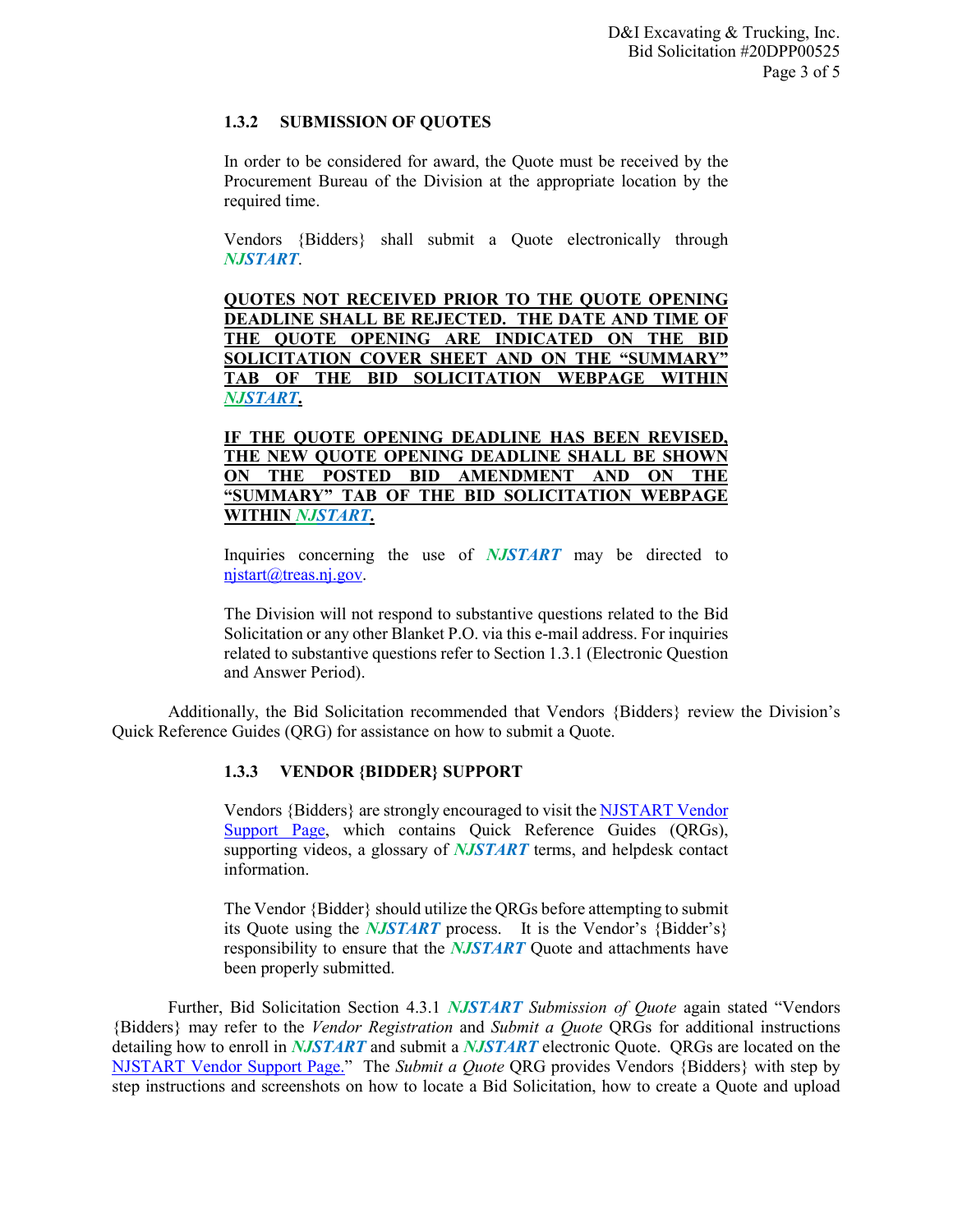### 1.3.2 SUBMISSION OF QUOTES

In order to be considered for award, the Quote must be received by the Procurement Bureau of the Division at the appropriate location by the required time.

Vendors {Bidders} shall submit a Quote electronically through ***NJSTART***.

**QUOTES NOT RECEIVED PRIOR TO THE QUOTE OPENING DEADLINE SHALL BE REJECTED. THE DATE AND TIME OF THE QUOTE OPENING ARE INDICATED ON THE BID SOLICITATION COVER SHEET AND ON THE "SUMMARY" TAB OF THE BID SOLICITATION WEBPAGE WITHIN *NJSTART*.**

**IF THE QUOTE OPENING DEADLINE HAS BEEN REVISED, THE NEW QUOTE OPENING DEADLINE SHALL BE SHOWN ON THE POSTED BID AMENDMENT AND ON THE "SUMMARY" TAB OF THE BID SOLICITATION WEBPAGE WITHIN *NJSTART*.**

Inquiries concerning the use of ***NJSTART*** may be directed to njstart@treas.nj.gov.

The Division will not respond to substantive questions related to the Bid Solicitation or any other Blanket P.O. via this e-mail address. For inquiries related to substantive questions refer to Section 1.3.1 (Electronic Question and Answer Period).

Additionally, the Bid Solicitation recommended that Vendors {Bidders} review the Division's Quick Reference Guides (QRG) for assistance on how to submit a Quote.

### 1.3.3 VENDOR {BIDDER} SUPPORT

Vendors {Bidders} are strongly encouraged to visit the NJSTART Vendor Support Page, which contains Quick Reference Guides (QRGs), supporting videos, a glossary of ***NJSTART*** terms, and helpdesk contact information.

The Vendor {Bidder} should utilize the QRGs before attempting to submit its Quote using the ***NJSTART*** process. It is the Vendor's {Bidder's} responsibility to ensure that the ***NJSTART*** Quote and attachments have been properly submitted.

Further, Bid Solicitation Section 4.3.1 ***NJSTART*** *Submission of Quote* again stated "Vendors {Bidders} may refer to the *Vendor Registration* and *Submit a Quote* QRGs for additional instructions detailing how to enroll in ***NJSTART*** and submit a ***NJSTART*** electronic Quote. QRGs are located on the NJSTART Vendor Support Page." The *Submit a Quote* QRG provides Vendors {Bidders} with step by step instructions and screenshots on how to locate a Bid Solicitation, how to create a Quote and upload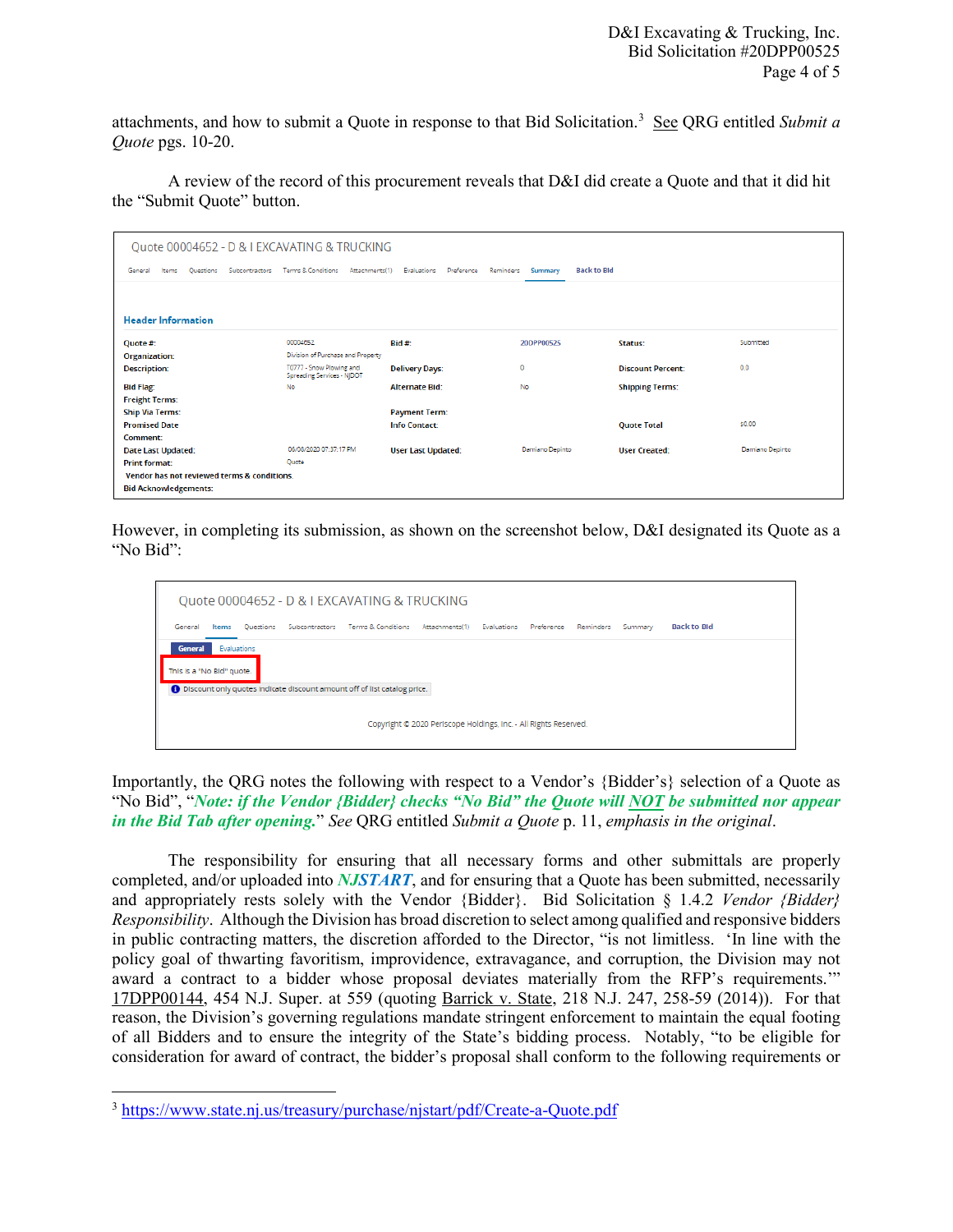attachments, and how to submit a Quote in response to that Bid Solicitation.[3] See QRG entitled *Submit a Quote* pgs. 10-20.

A review of the record of this procurement reveals that D&I did create a Quote and that it did hit the "Submit Quote" button.

Quote 00004652 - D & I EXCAVATING & TRUCKING

General | Items | Questions | Subcontractors | Terms & Conditions | Attachments(1) | Evaluations | Preference | Reminders | Summary | Back to Bid

**Header Information**

| | | | | | |
|---|---|---|---|---|---|
| Quote #: | 00004652 | Bid #: | 20DPP00525 | Status: | Submitted |
| Organization: | Division of Purchase and Property | | | | |
| Description: | T0777 - Snow Plowing and Spreading Services - NJDOT | Delivery Days: | 0 | Discount Percent: | 0.0 |
| Bid Flag: | No | Alternate Bid: | No | Shipping Terms: | |
| Freight Terms: | | | | | |
| Ship Via Terms: | | Payment Term: | | | |
| Promised Date | | Info Contact: | | Quote Total | $0.00 |
| Comment: | | | | | |
| Date Last Updated: | 06/08/2020 07:37:17 PM | User Last Updated: | Damiano Depirto | User Created: | Damiano Depirto |
| Print format: | Quote | | | | |

Vendor has not reviewed terms & conditions.

Bid Acknowledgements:

However, in completing its submission, as shown on the screenshot below, D&I designated its Quote as a "No Bid":

Quote 00004652 - D & I EXCAVATING & TRUCKING

General | Items | Questions | Subcontractors | Terms & Conditions | Attachments(1) | Evaluations | Preference | Reminders | Summary | Back to Bid

General | Evaluations

This is a "No Bid" quote.

Discount only quotes indicate discount amount off of list catalog price.

Copyright © 2020 Periscope Holdings, Inc. - All Rights Reserved.

Importantly, the QRG notes the following with respect to a Vendor's {Bidder's} selection of a Quote as "No Bid", "***Note: if the Vendor {Bidder} checks "No Bid" the Quote will NOT be submitted nor appear in the Bid Tab after opening.***" *See* QRG entitled *Submit a Quote* p. 11, *emphasis in the original*.

The responsibility for ensuring that all necessary forms and other submittals are properly completed, and/or uploaded into ***NJSTART***, and for ensuring that a Quote has been submitted, necessarily and appropriately rests solely with the Vendor {Bidder}. Bid Solicitation § 1.4.2 *Vendor {Bidder} Responsibility*. Although the Division has broad discretion to select among qualified and responsive bidders in public contracting matters, the discretion afforded to the Director, "is not limitless. 'In line with the policy goal of thwarting favoritism, improvidence, extravagance, and corruption, the Division may not award a contract to a bidder whose proposal deviates materially from the RFP's requirements.'" 17DPP00144, 454 N.J. Super. at 559 (quoting Barrick v. State, 218 N.J. 247, 258-59 (2014)). For that reason, the Division's governing regulations mandate stringent enforcement to maintain the equal footing of all Bidders and to ensure the integrity of the State's bidding process. Notably, "to be eligible for consideration for award of contract, the bidder's proposal shall conform to the following requirements or

[3] https://www.state.nj.us/treasury/purchase/njstart/pdf/Create-a-Quote.pdf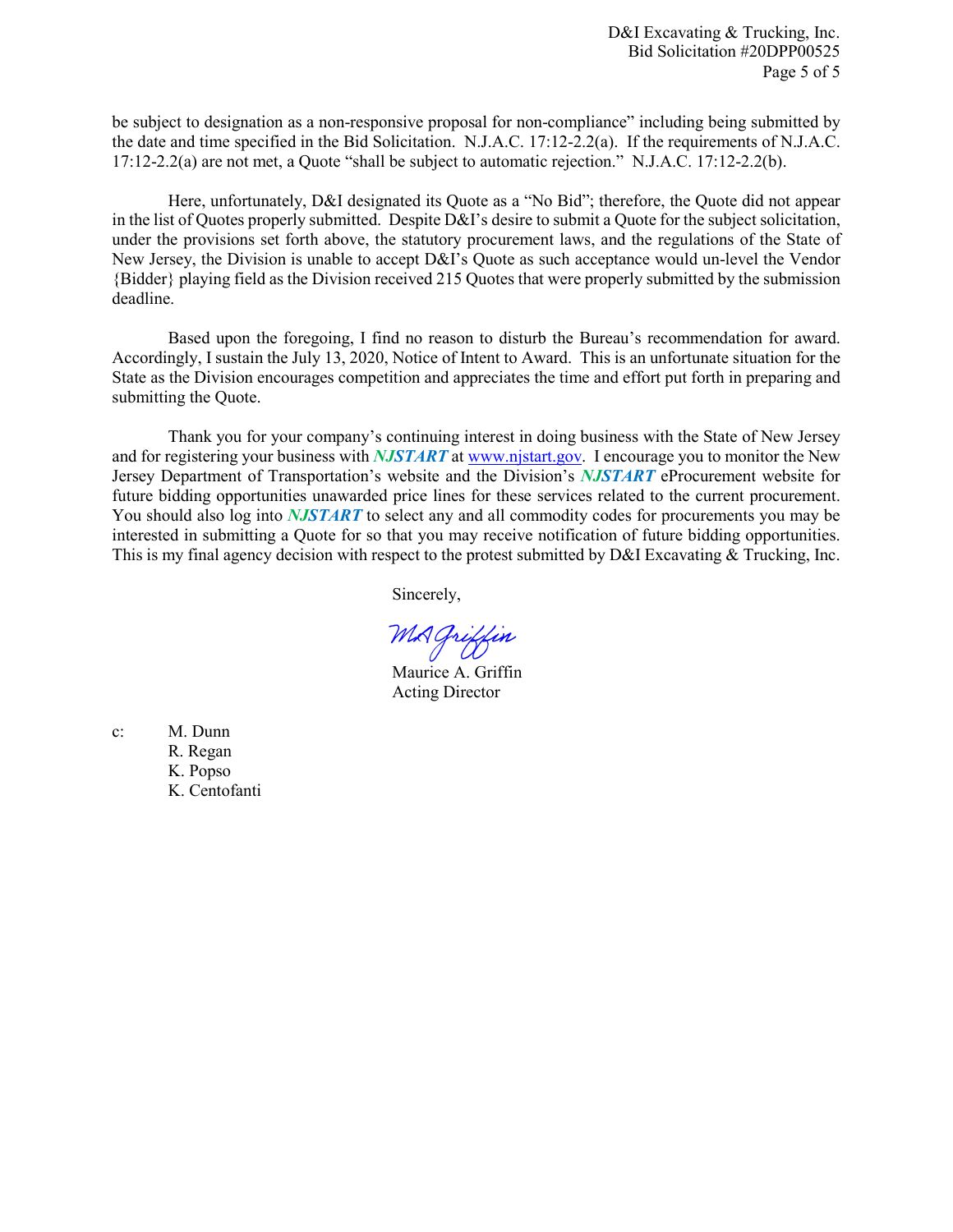be subject to designation as a non-responsive proposal for non-compliance" including being submitted by the date and time specified in the Bid Solicitation. N.J.A.C. 17:12-2.2(a). If the requirements of N.J.A.C. 17:12-2.2(a) are not met, a Quote "shall be subject to automatic rejection." N.J.A.C. 17:12-2.2(b).

Here, unfortunately, D&I designated its Quote as a "No Bid"; therefore, the Quote did not appear in the list of Quotes properly submitted. Despite D&I's desire to submit a Quote for the subject solicitation, under the provisions set forth above, the statutory procurement laws, and the regulations of the State of New Jersey, the Division is unable to accept D&I's Quote as such acceptance would un-level the Vendor {Bidder} playing field as the Division received 215 Quotes that were properly submitted by the submission deadline.

Based upon the foregoing, I find no reason to disturb the Bureau's recommendation for award. Accordingly, I sustain the July 13, 2020, Notice of Intent to Award. This is an unfortunate situation for the State as the Division encourages competition and appreciates the time and effort put forth in preparing and submitting the Quote.

Thank you for your company's continuing interest in doing business with the State of New Jersey and for registering your business with ***NJSTART*** at www.njstart.gov. I encourage you to monitor the New Jersey Department of Transportation's website and the Division's ***NJSTART*** eProcurement website for future bidding opportunities unawarded price lines for these services related to the current procurement. You should also log into ***NJSTART*** to select any and all commodity codes for procurements you may be interested in submitting a Quote for so that you may receive notification of future bidding opportunities. This is my final agency decision with respect to the protest submitted by D&I Excavating & Trucking, Inc.

Sincerely,

*MA Griffin*

Maurice A. Griffin
Acting Director

c: M. Dunn
R. Regan
K. Popso
K. Centofanti